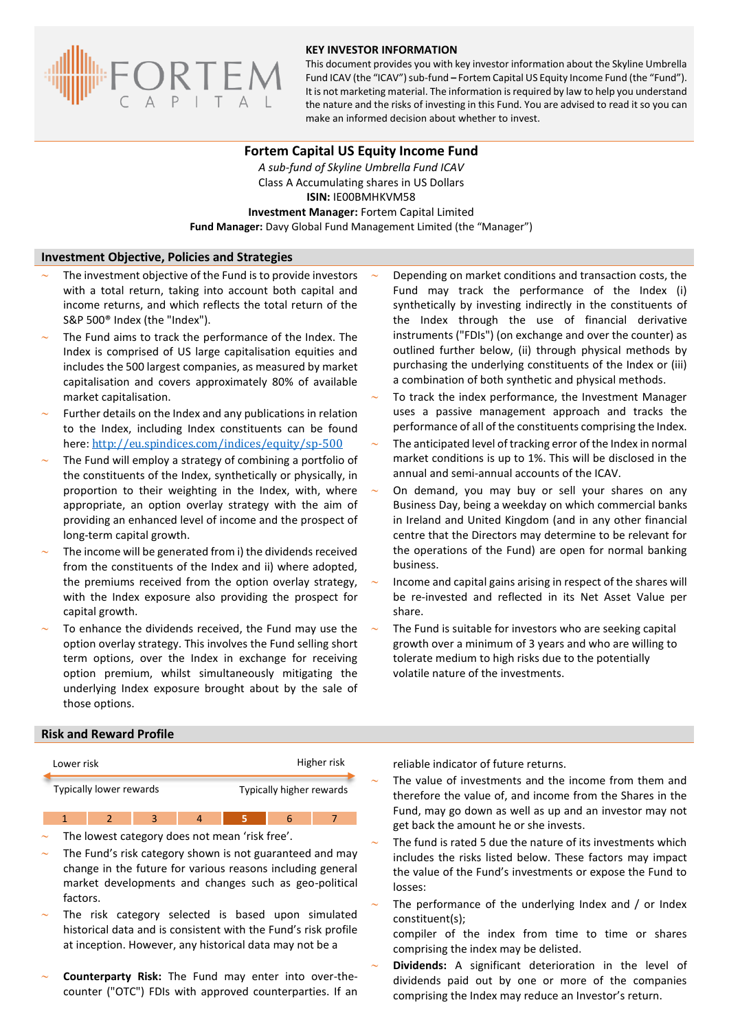FORTEM CAPITAL

**KEY INVESTOR INFORMATION**

This document provides you with key investor information about the Skyline Umbrella Fund ICAV (the "ICAV") sub-fund – Fortem Capital US Equity Income Fund (the "Fund"). It is not marketing material. The information is required by law to help you understand the nature and the risks of investing in this Fund. You are advised to read it so you can make an informed decision about whether to invest.

## Fortem Capital US Equity Income Fund

*A sub-fund of Skyline Umbrella Fund ICAV*
Class A Accumulating shares in US Dollars
**ISIN:** IE00BMHKVM58
**Investment Manager:** Fortem Capital Limited
**Fund Manager:** Davy Global Fund Management Limited (the "Manager")

### Investment Objective, Policies and Strategies

- The investment objective of the Fund is to provide investors with a total return, taking into account both capital and income returns, and which reflects the total return of the S&P 500® Index (the "Index").
- The Fund aims to track the performance of the Index. The Index is comprised of US large capitalisation equities and includes the 500 largest companies, as measured by market capitalisation and covers approximately 80% of available market capitalisation.
- Further details on the Index and any publications in relation to the Index, including Index constituents can be found here: http://eu.spindices.com/indices/equity/sp-500
- The Fund will employ a strategy of combining a portfolio of the constituents of the Index, synthetically or physically, in proportion to their weighting in the Index, with, where appropriate, an option overlay strategy with the aim of providing an enhanced level of income and the prospect of long-term capital growth.
- The income will be generated from i) the dividends received from the constituents of the Index and ii) where adopted, the premiums received from the option overlay strategy, with the Index exposure also providing the prospect for capital growth.
- To enhance the dividends received, the Fund may use the option overlay strategy. This involves the Fund selling short term options, over the Index in exchange for receiving option premium, whilst simultaneously mitigating the underlying Index exposure brought about by the sale of those options.
- Depending on market conditions and transaction costs, the Fund may track the performance of the Index (i) synthetically by investing indirectly in the constituents of the Index through the use of financial derivative instruments ("FDIs") (on exchange and over the counter) as outlined further below, (ii) through physical methods by purchasing the underlying constituents of the Index or (iii) a combination of both synthetic and physical methods.
- To track the index performance, the Investment Manager uses a passive management approach and tracks the performance of all of the constituents comprising the Index.
- The anticipated level of tracking error of the Index in normal market conditions is up to 1%. This will be disclosed in the annual and semi-annual accounts of the ICAV.
- On demand, you may buy or sell your shares on any Business Day, being a weekday on which commercial banks in Ireland and United Kingdom (and in any other financial centre that the Directors may determine to be relevant for the operations of the Fund) are open for normal banking business.
- Income and capital gains arising in respect of the shares will be re-invested and reflected in its Net Asset Value per share.
- The Fund is suitable for investors who are seeking capital growth over a minimum of 3 years and who are willing to tolerate medium to high risks due to the potentially volatile nature of the investments.

### Risk and Reward Profile

| Lower risk | | | | | | Higher risk |
|---|---|---|---|---|---|---|
| Typically lower rewards | | | | | | Typically higher rewards |
| 1 | 2 | 3 | 4 | **5** | 6 | 7 |

- The lowest category does not mean 'risk free'.
- The Fund's risk category shown is not guaranteed and may change in the future for various reasons including general market developments and changes such as geo-political factors.
- The risk category selected is based upon simulated historical data and is consistent with the Fund's risk profile at inception. However, any historical data may not be a reliable indicator of future returns.
- The value of investments and the income from them and therefore the value of, and income from the Shares in the Fund, may go down as well as up and an investor may not get back the amount he or she invests.
- The fund is rated 5 due the nature of its investments which includes the risks listed below. These factors may impact the value of the Fund's investments or expose the Fund to losses:
- The performance of the underlying Index and / or Index constituent(s);
compiler of the index from time to time or shares comprising the index may be delisted.
- **Dividends:** A significant deterioration in the level of dividends paid out by one or more of the companies comprising the Index may reduce an Investor's return.
- **Counterparty Risk:** The Fund may enter into over-the-counter ("OTC") FDIs with approved counterparties. If an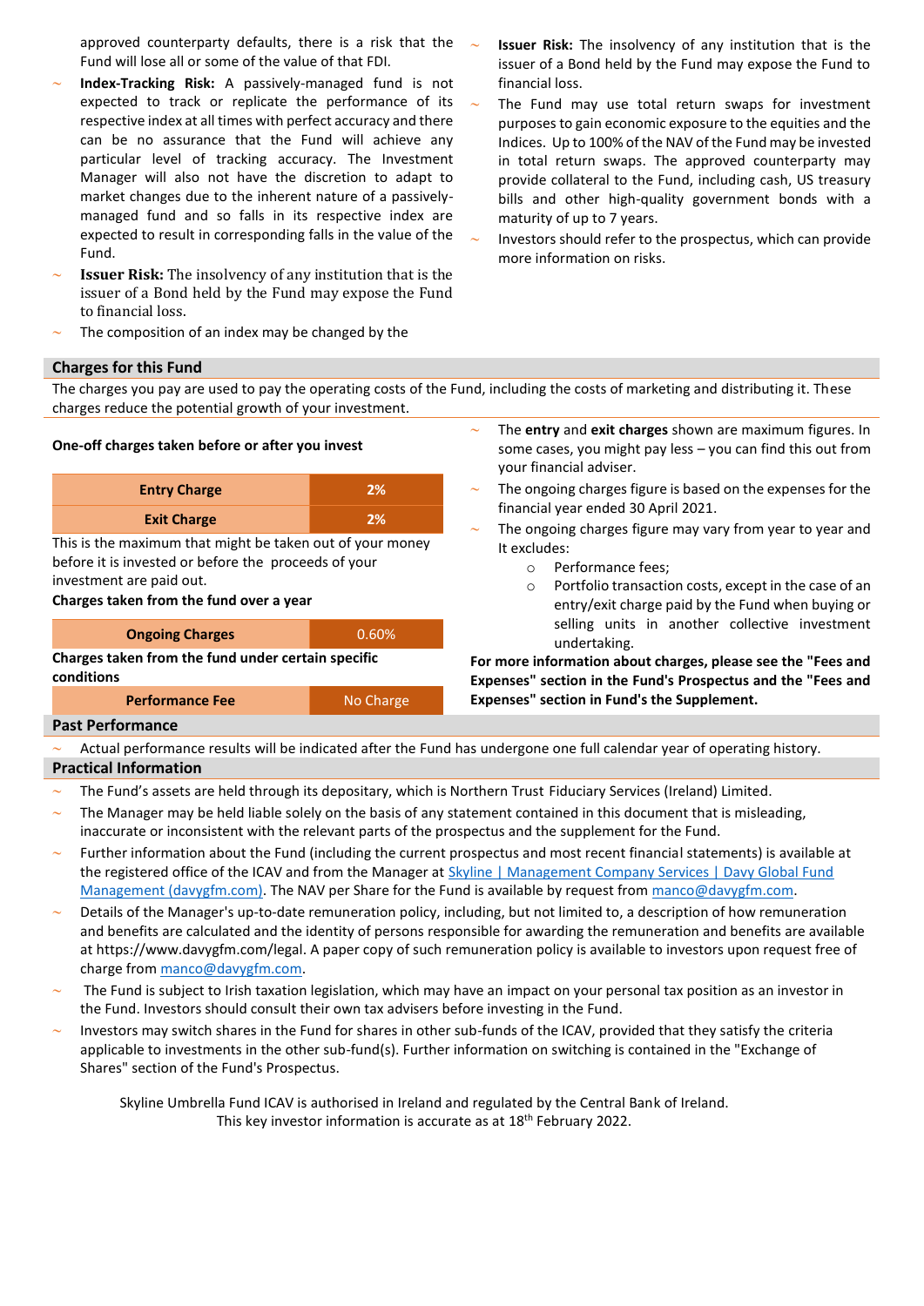approved counterparty defaults, there is a risk that the Fund will lose all or some of the value of that FDI.

- **Index-Tracking Risk:** A passively-managed fund is not expected to track or replicate the performance of its respective index at all times with perfect accuracy and there can be no assurance that the Fund will achieve any particular level of tracking accuracy. The Investment Manager will also not have the discretion to adapt to market changes due to the inherent nature of a passively-managed fund and so falls in its respective index are expected to result in corresponding falls in the value of the Fund.
- **Issuer Risk:** The insolvency of any institution that is the issuer of a Bond held by the Fund may expose the Fund to financial loss.
- The composition of an index may be changed by the
- **Issuer Risk:** The insolvency of any institution that is the issuer of a Bond held by the Fund may expose the Fund to financial loss.
- The Fund may use total return swaps for investment purposes to gain economic exposure to the equities and the Indices. Up to 100% of the NAV of the Fund may be invested in total return swaps. The approved counterparty may provide collateral to the Fund, including cash, US treasury bills and other high-quality government bonds with a maturity of up to 7 years.
- Investors should refer to the prospectus, which can provide more information on risks.

## Charges for this Fund

The charges you pay are used to pay the operating costs of the Fund, including the costs of marketing and distributing it. These charges reduce the potential growth of your investment.

**One-off charges taken before or after you invest**

| | |
|---|---|
| **Entry Charge** | **2%** |
| **Exit Charge** | **2%** |

This is the maximum that might be taken out of your money before it is invested or before the proceeds of your investment are paid out.

**Charges taken from the fund over a year**

| | |
|---|---|
| **Ongoing Charges** | 0.60% |

**Charges taken from the fund under certain specific conditions**

| | |
|---|---|
| **Performance Fee** | No Charge |

- The **entry** and **exit charges** shown are maximum figures. In some cases, you might pay less – you can find this out from your financial adviser.
- The ongoing charges figure is based on the expenses for the financial year ended 30 April 2021.
- The ongoing charges figure may vary from year to year and It excludes:
  - Performance fees;
  - Portfolio transaction costs, except in the case of an entry/exit charge paid by the Fund when buying or selling units in another collective investment undertaking.

**For more information about charges, please see the "Fees and Expenses" section in the Fund's Prospectus and the "Fees and Expenses" section in Fund's the Supplement.**

## Past Performance

- Actual performance results will be indicated after the Fund has undergone one full calendar year of operating history.

## Practical Information

- The Fund's assets are held through its depositary, which is Northern Trust Fiduciary Services (Ireland) Limited.
- The Manager may be held liable solely on the basis of any statement contained in this document that is misleading, inaccurate or inconsistent with the relevant parts of the prospectus and the supplement for the Fund.
- Further information about the Fund (including the current prospectus and most recent financial statements) is available at the registered office of the ICAV and from the Manager at Skyline | Management Company Services | Davy Global Fund Management (davygfm.com). The NAV per Share for the Fund is available by request from manco@davygfm.com.
- Details of the Manager's up-to-date remuneration policy, including, but not limited to, a description of how remuneration and benefits are calculated and the identity of persons responsible for awarding the remuneration and benefits are available at https://www.davygfm.com/legal. A paper copy of such remuneration policy is available to investors upon request free of charge from manco@davygfm.com.
- The Fund is subject to Irish taxation legislation, which may have an impact on your personal tax position as an investor in the Fund. Investors should consult their own tax advisers before investing in the Fund.
- Investors may switch shares in the Fund for shares in other sub-funds of the ICAV, provided that they satisfy the criteria applicable to investments in the other sub-fund(s). Further information on switching is contained in the "Exchange of Shares" section of the Fund's Prospectus.

Skyline Umbrella Fund ICAV is authorised in Ireland and regulated by the Central Bank of Ireland.
This key investor information is accurate as at 18th February 2022.